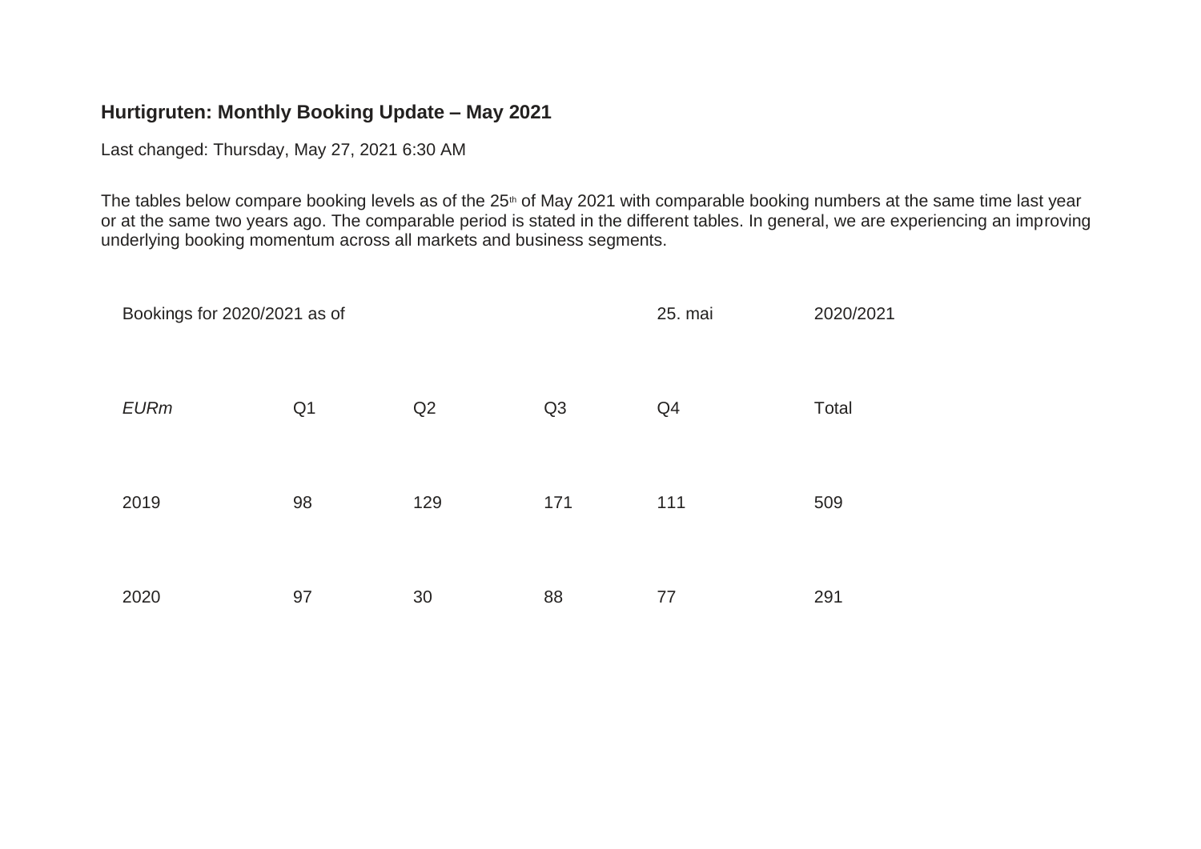**Hurtigruten: Monthly Booking Update – May 2021**

Last changed: Thursday, May 27, 2021 6:30 AM

The tables below compare booking levels as of the 25th of May 2021 with comparable booking numbers at the same time last year or at the same two years ago. The comparable period is stated in the different tables. In general, we are experiencing an improving underlying booking momentum across all markets and business segments.

| Bookings for 2020/2021 as of | | | | 25. mai | 2020/2021 |
|---|---|---|---|---|---|
| *EURm* | Q1 | Q2 | Q3 | Q4 | Total |
| 2019 | 98 | 129 | 171 | 111 | 509 |
| 2020 | 97 | 30 | 88 | 77 | 291 |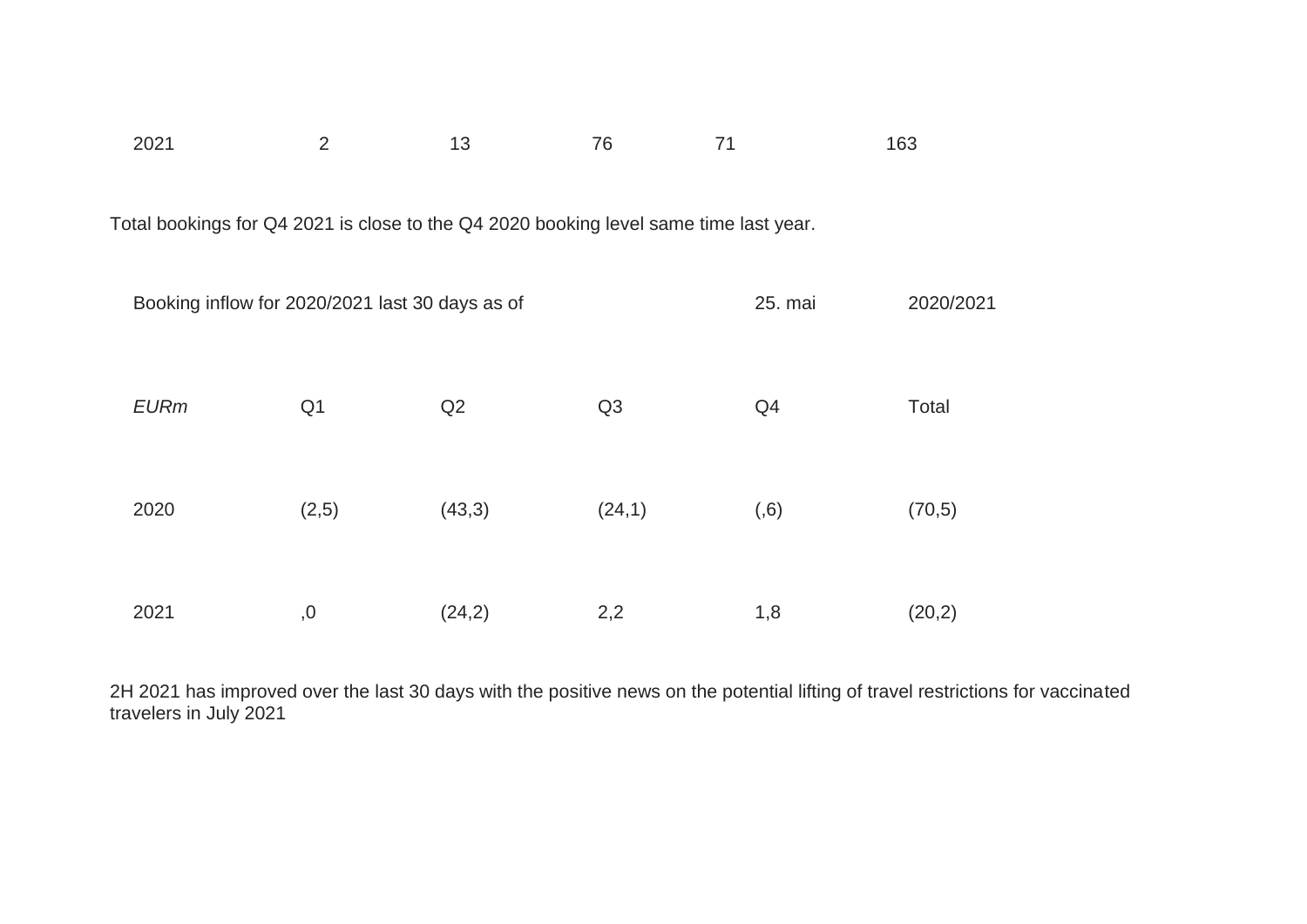| 2021 | 2 | 13 | 76 | 71 | 163 |
|---|---|---|---|---|---|

Total bookings for Q4 2021 is close to the Q4 2020 booking level same time last year.

| Booking inflow for 2020/2021 last 30 days as of | | | | 25. mai | 2020/2021 |
|---|---|---|---|---|---|
| *EURm* | Q1 | Q2 | Q3 | Q4 | Total |
| 2020 | (2,5) | (43,3) | (24,1) | (,6) | (70,5) |
| 2021 | ,0 | (24,2) | 2,2 | 1,8 | (20,2) |

2H 2021 has improved over the last 30 days with the positive news on the potential lifting of travel restrictions for vaccinated travelers in July 2021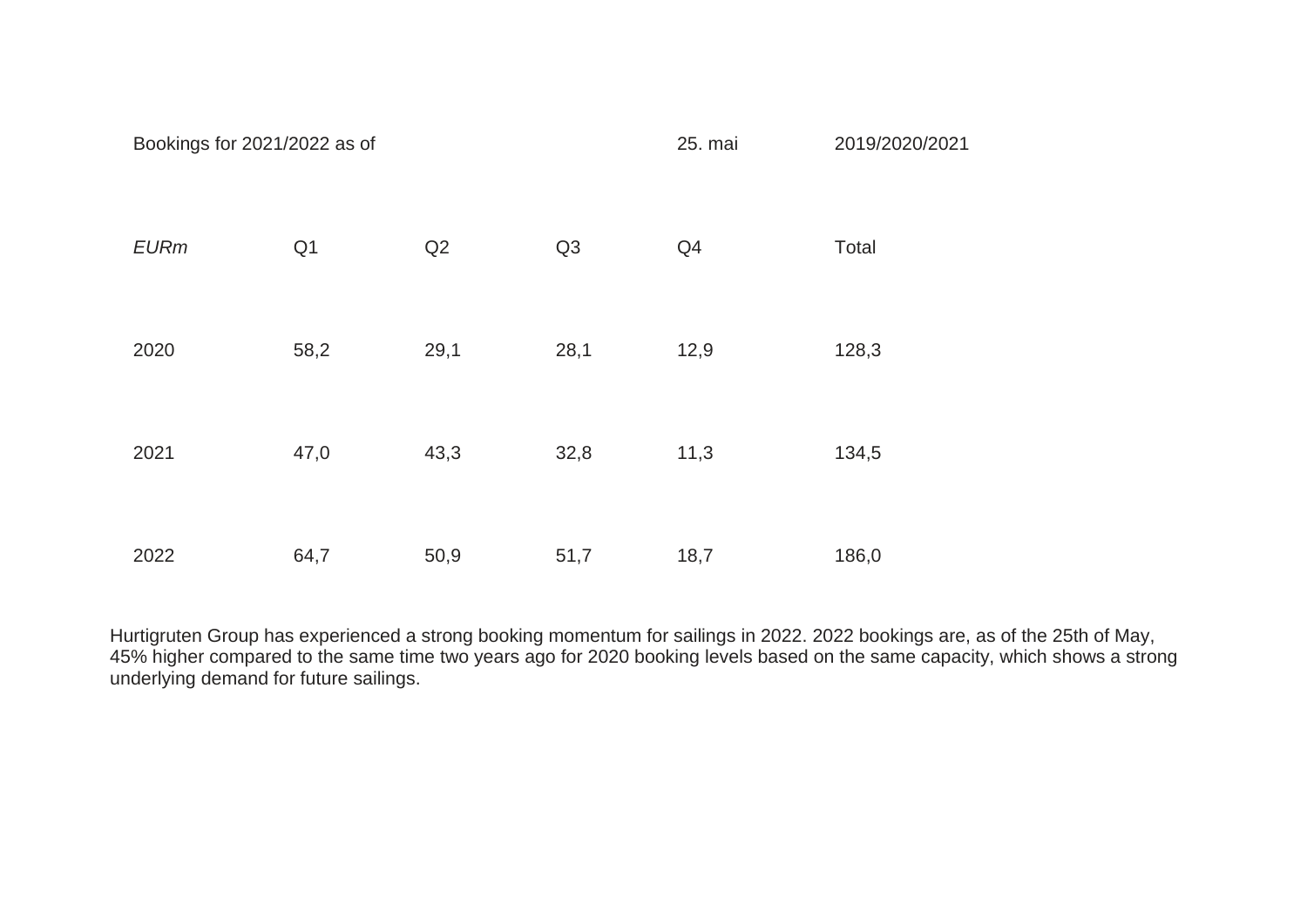| Bookings for 2021/2022 as of | | | | 25. mai | 2019/2020/2021 |
|---|---|---|---|---|---|
| *EURm* | Q1 | Q2 | Q3 | Q4 | Total |
| 2020 | 58,2 | 29,1 | 28,1 | 12,9 | 128,3 |
| 2021 | 47,0 | 43,3 | 32,8 | 11,3 | 134,5 |
| 2022 | 64,7 | 50,9 | 51,7 | 18,7 | 186,0 |

Hurtigruten Group has experienced a strong booking momentum for sailings in 2022. 2022 bookings are, as of the 25th of May, 45% higher compared to the same time two years ago for 2020 booking levels based on the same capacity, which shows a strong underlying demand for future sailings.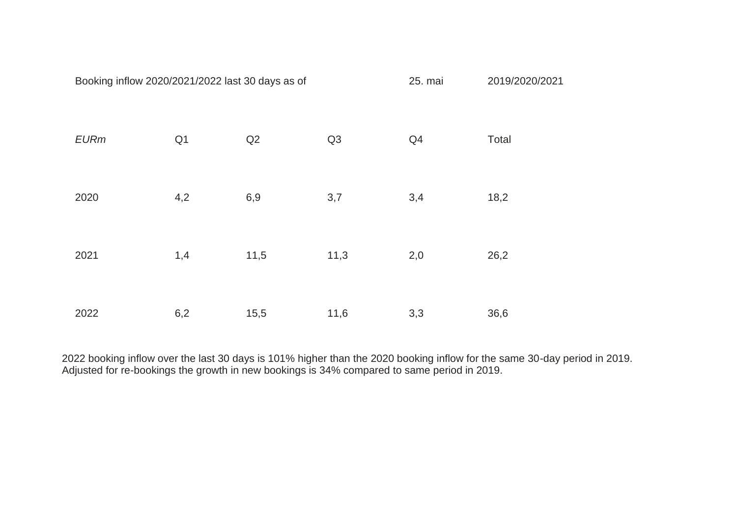| Booking inflow 2020/2021/2022 last 30 days as of | | | | 25. mai | 2019/2020/2021 |
|---|---|---|---|---|---|
| *EURm* | Q1 | Q2 | Q3 | Q4 | Total |
| 2020 | 4,2 | 6,9 | 3,7 | 3,4 | 18,2 |
| 2021 | 1,4 | 11,5 | 11,3 | 2,0 | 26,2 |
| 2022 | 6,2 | 15,5 | 11,6 | 3,3 | 36,6 |

2022 booking inflow over the last 30 days is 101% higher than the 2020 booking inflow for the same 30-day period in 2019.
Adjusted for re-bookings the growth in new bookings is 34% compared to same period in 2019.